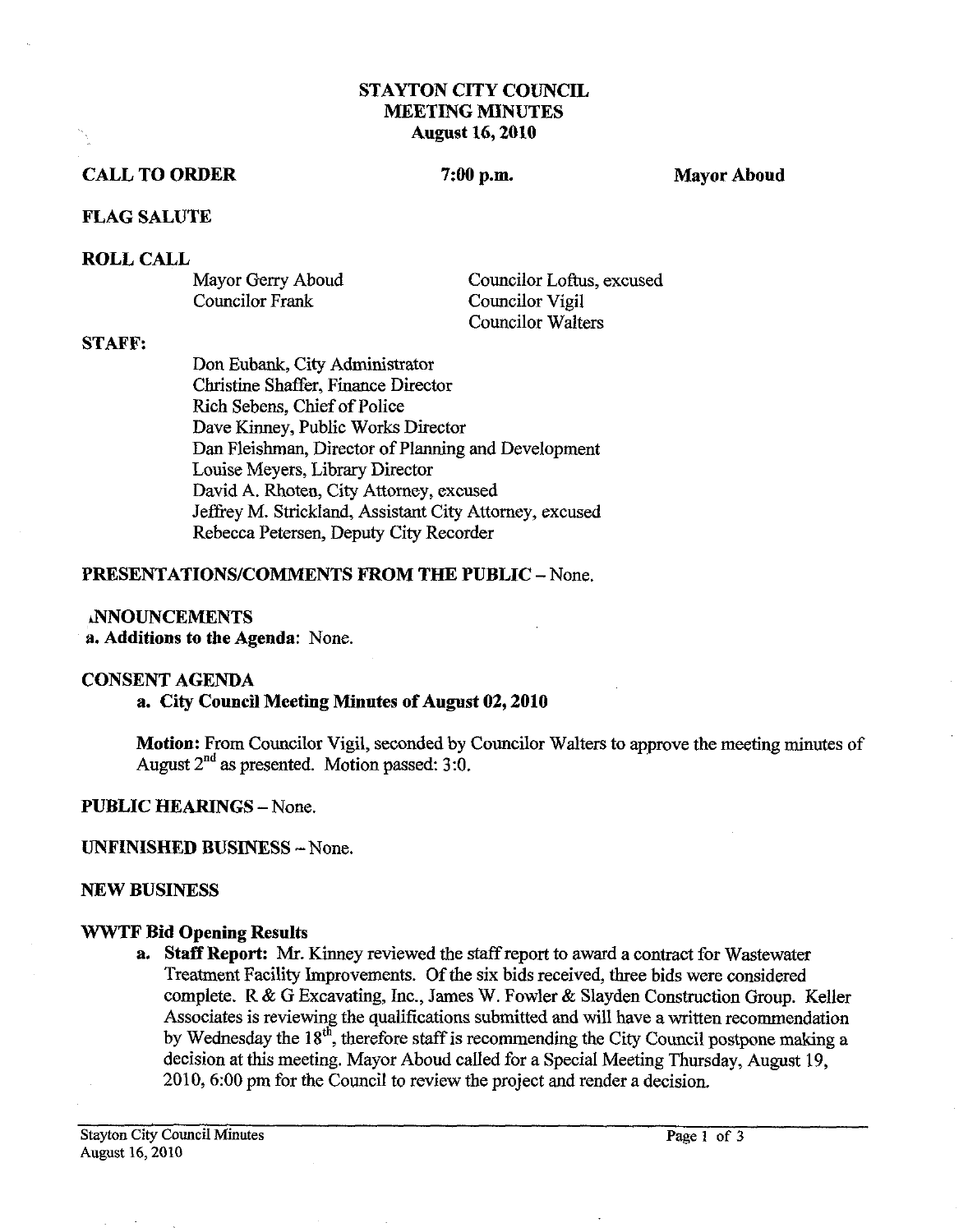# STAYTON CITY COUNCIL
# MEETING MINUTES
## August 16, 2010

**CALL TO ORDER** **7:00 p.m.** **Mayor Aboud**

**FLAG SALUTE**

**ROLL CALL**

Mayor Gerry Aboud
Councilor Frank
Councilor Loftus, excused
Councilor Vigil
Councilor Walters

**STAFF:**

Don Eubank, City Administrator
Christine Shaffer, Finance Director
Rich Sebens, Chief of Police
Dave Kinney, Public Works Director
Dan Fleishman, Director of Planning and Development
Louise Meyers, Library Director
David A. Rhoten, City Attorney, excused
Jeffrey M. Strickland, Assistant City Attorney, excused
Rebecca Petersen, Deputy City Recorder

**PRESENTATIONS/COMMENTS FROM THE PUBLIC** – None.

**ANNOUNCEMENTS**

**a. Additions to the Agenda**: None.

**CONSENT AGENDA**

**a. City Council Meeting Minutes of August 02, 2010**

**Motion:** From Councilor Vigil, seconded by Councilor Walters to approve the meeting minutes of August 2nd as presented. Motion passed: 3:0.

**PUBLIC HEARINGS** – None.

**UNFINISHED BUSINESS** – None.

**NEW BUSINESS**

**WWTF Bid Opening Results**

a. **Staff Report:** Mr. Kinney reviewed the staff report to award a contract for Wastewater Treatment Facility Improvements. Of the six bids received, three bids were considered complete. R & G Excavating, Inc., James W. Fowler & Slayden Construction Group. Keller Associates is reviewing the qualifications submitted and will have a written recommendation by Wednesday the 18th, therefore staff is recommending the City Council postpone making a decision at this meeting. Mayor Aboud called for a Special Meeting Thursday, August 19, 2010, 6:00 pm for the Council to review the project and render a decision.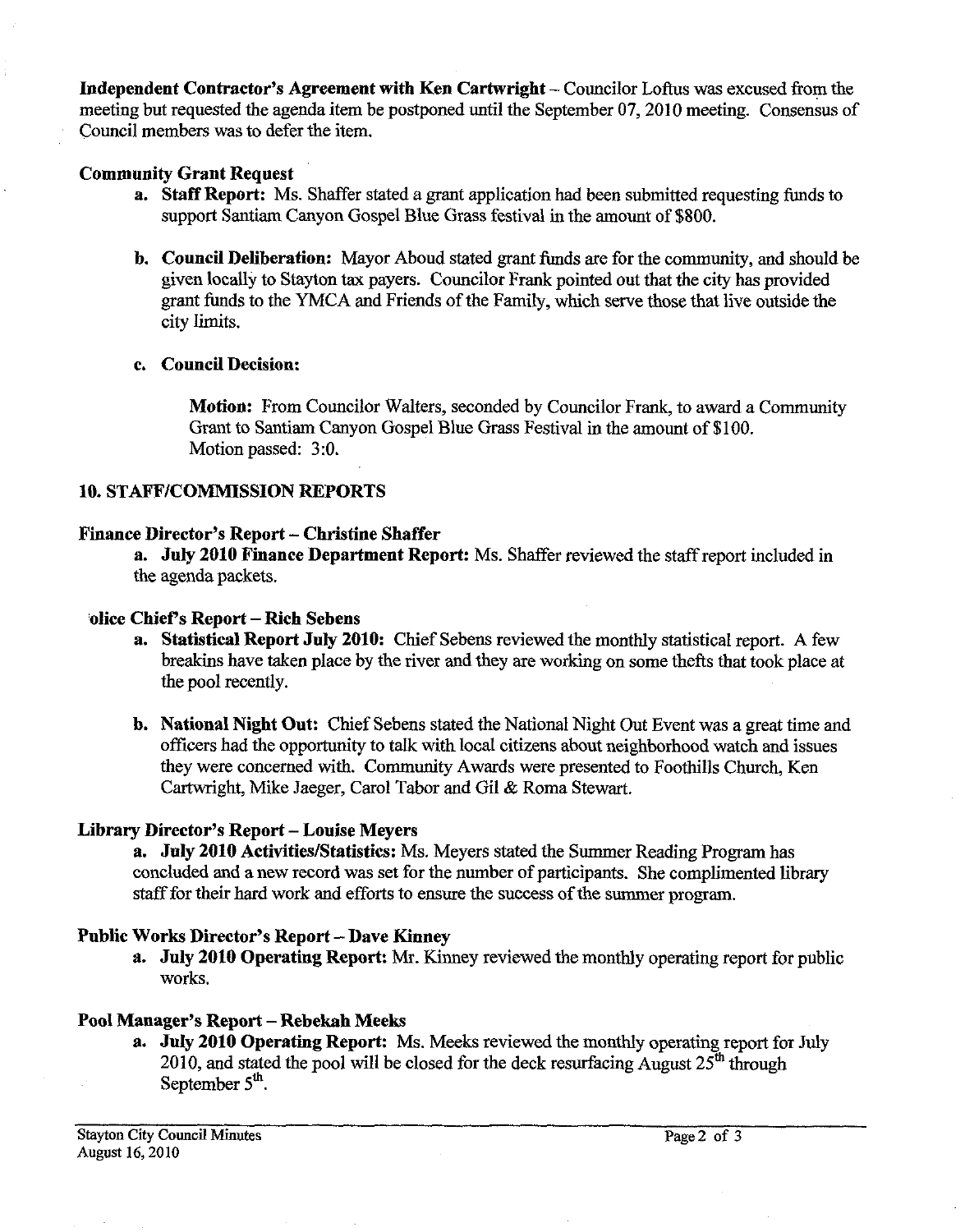**Independent Contractor's Agreement with Ken Cartwright** – Councilor Loftus was excused from the meeting but requested the agenda item be postponed until the September 07, 2010 meeting. Consensus of Council members was to defer the item.

**Community Grant Request**

a. **Staff Report:** Ms. Shaffer stated a grant application had been submitted requesting funds to support Santiam Canyon Gospel Blue Grass festival in the amount of $800.

b. **Council Deliberation:** Mayor Aboud stated grant funds are for the community, and should be given locally to Stayton tax payers. Councilor Frank pointed out that the city has provided grant funds to the YMCA and Friends of the Family, which serve those that live outside the city limits.

c. **Council Decision:**

> **Motion:** From Councilor Walters, seconded by Councilor Frank, to award a Community Grant to Santiam Canyon Gospel Blue Grass Festival in the amount of $100.
> Motion passed: 3:0.

## 10. STAFF/COMMISSION REPORTS

**Finance Director's Report – Christine Shaffer**

a. **July 2010 Finance Department Report:** Ms. Shaffer reviewed the staff report included in the agenda packets.

**olice Chief's Report – Rich Sebens**

a. **Statistical Report July 2010:** Chief Sebens reviewed the monthly statistical report. A few breakins have taken place by the river and they are working on some thefts that took place at the pool recently.

b. **National Night Out:** Chief Sebens stated the National Night Out Event was a great time and officers had the opportunity to talk with local citizens about neighborhood watch and issues they were concerned with. Community Awards were presented to Foothills Church, Ken Cartwright, Mike Jaeger, Carol Tabor and Gil & Roma Stewart.

**Library Director's Report – Louise Meyers**

a. **July 2010 Activities/Statistics:** Ms. Meyers stated the Summer Reading Program has concluded and a new record was set for the number of participants. She complimented library staff for their hard work and efforts to ensure the success of the summer program.

**Public Works Director's Report – Dave Kinney**

a. **July 2010 Operating Report:** Mr. Kinney reviewed the monthly operating report for public works.

**Pool Manager's Report – Rebekah Meeks**

a. **July 2010 Operating Report:** Ms. Meeks reviewed the monthly operating report for July 2010, and stated the pool will be closed for the deck resurfacing August 25th through September 5th.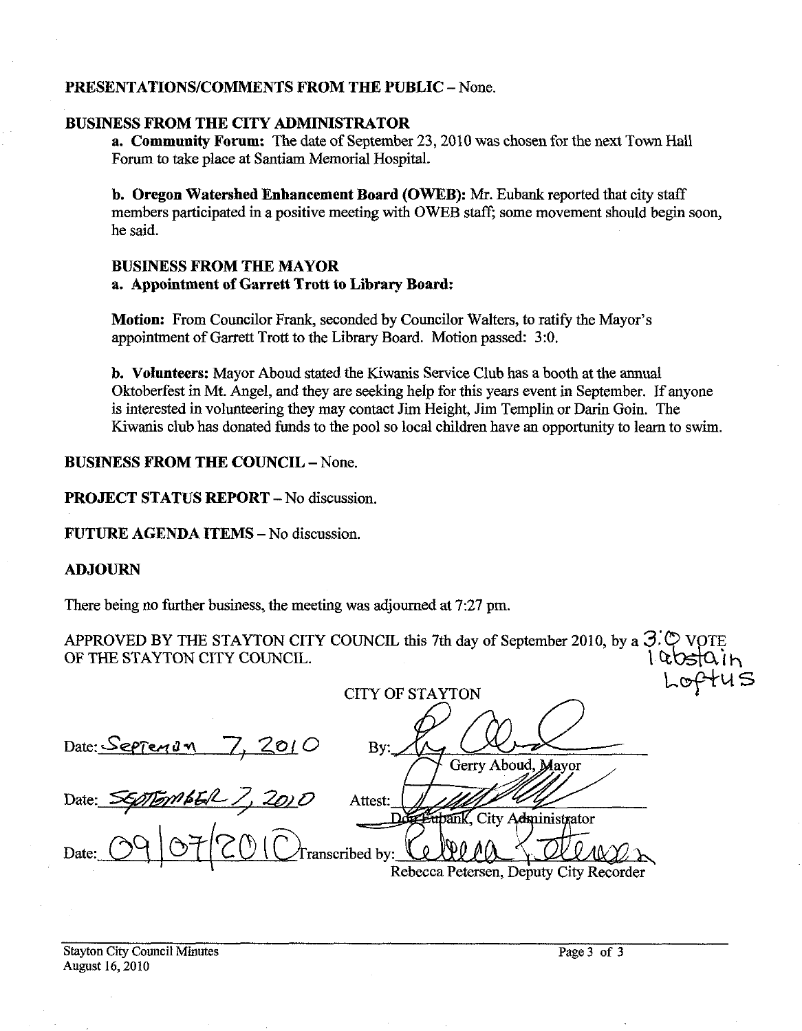**PRESENTATIONS/COMMENTS FROM THE PUBLIC** – None.

**BUSINESS FROM THE CITY ADMINISTRATOR**

**a. Community Forum:** The date of September 23, 2010 was chosen for the next Town Hall Forum to take place at Santiam Memorial Hospital.

**b. Oregon Watershed Enhancement Board (OWEB):** Mr. Eubank reported that city staff members participated in a positive meeting with OWEB staff; some movement should begin soon, he said.

**BUSINESS FROM THE MAYOR**

**a. Appointment of Garrett Trott to Library Board:**

**Motion:** From Councilor Frank, seconded by Councilor Walters, to ratify the Mayor's appointment of Garrett Trott to the Library Board. Motion passed: 3:0.

**b. Volunteers:** Mayor Aboud stated the Kiwanis Service Club has a booth at the annual Oktoberfest in Mt. Angel, and they are seeking help for this years event in September. If anyone is interested in volunteering they may contact Jim Height, Jim Templin or Darin Goin. The Kiwanis club has donated funds to the pool so local children have an opportunity to learn to swim.

**BUSINESS FROM THE COUNCIL** – None.

**PROJECT STATUS REPORT** – No discussion.

**FUTURE AGENDA ITEMS** – No discussion.

**ADJOURN**

There being no further business, the meeting was adjourned at 7:27 pm.

APPROVED BY THE STAYTON CITY COUNCIL this 7th day of September 2010, by a 3:0 VOTE OF THE STAYTON CITY COUNCIL. 1 abstain Loftus

CITY OF STAYTON

Date: September 7, 2010 By: ______________________
Gerry Aboud, Mayor

Date: September 7, 2010 Attest: ______________________
Don Eubank, City Administrator

Date: 09/07/2010 Transcribed by: ______________________
Rebecca Petersen, Deputy City Recorder

Stayton City Council Minutes
August 16, 2010